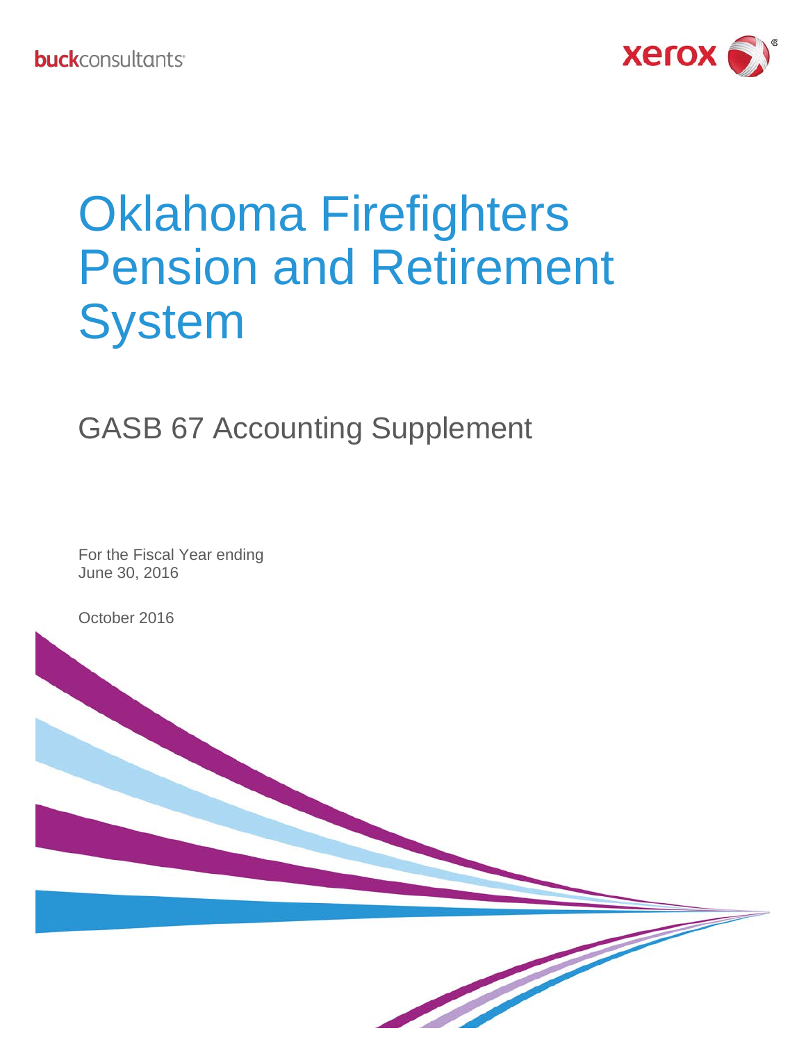buckconsultants

xerox

# Oklahoma Firefighters Pension and Retirement System

## GASB 67 Accounting Supplement

For the Fiscal Year ending
June 30, 2016

October 2016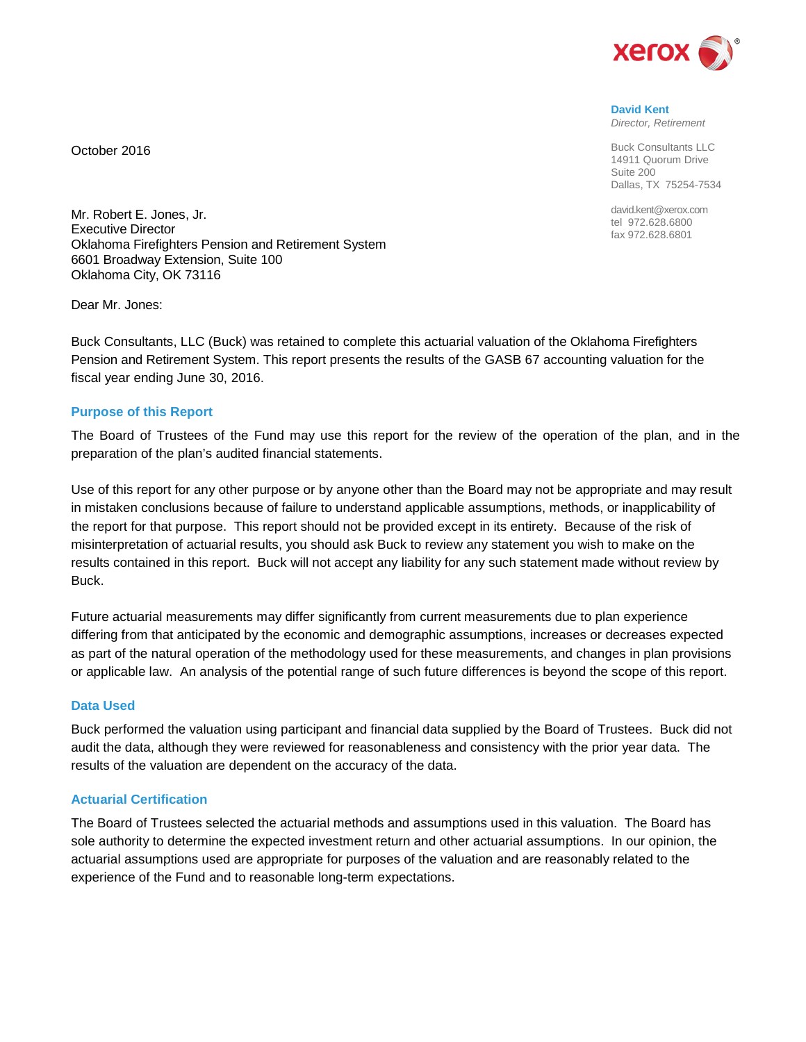**David Kent**
*Director, Retirement*

Buck Consultants LLC
14911 Quorum Drive
Suite 200
Dallas, TX 75254-7534

david.kent@xerox.com
tel 972.628.6800
fax 972.628.6801

October 2016

Mr. Robert E. Jones, Jr.
Executive Director
Oklahoma Firefighters Pension and Retirement System
6601 Broadway Extension, Suite 100
Oklahoma City, OK 73116

Dear Mr. Jones:

Buck Consultants, LLC (Buck) was retained to complete this actuarial valuation of the Oklahoma Firefighters Pension and Retirement System. This report presents the results of the GASB 67 accounting valuation for the fiscal year ending June 30, 2016.

## Purpose of this Report

The Board of Trustees of the Fund may use this report for the review of the operation of the plan, and in the preparation of the plan's audited financial statements.

Use of this report for any other purpose or by anyone other than the Board may not be appropriate and may result in mistaken conclusions because of failure to understand applicable assumptions, methods, or inapplicability of the report for that purpose. This report should not be provided except in its entirety. Because of the risk of misinterpretation of actuarial results, you should ask Buck to review any statement you wish to make on the results contained in this report. Buck will not accept any liability for any such statement made without review by Buck.

Future actuarial measurements may differ significantly from current measurements due to plan experience differing from that anticipated by the economic and demographic assumptions, increases or decreases expected as part of the natural operation of the methodology used for these measurements, and changes in plan provisions or applicable law. An analysis of the potential range of such future differences is beyond the scope of this report.

## Data Used

Buck performed the valuation using participant and financial data supplied by the Board of Trustees. Buck did not audit the data, although they were reviewed for reasonableness and consistency with the prior year data. The results of the valuation are dependent on the accuracy of the data.

## Actuarial Certification

The Board of Trustees selected the actuarial methods and assumptions used in this valuation. The Board has sole authority to determine the expected investment return and other actuarial assumptions. In our opinion, the actuarial assumptions used are appropriate for purposes of the valuation and are reasonably related to the experience of the Fund and to reasonable long-term expectations.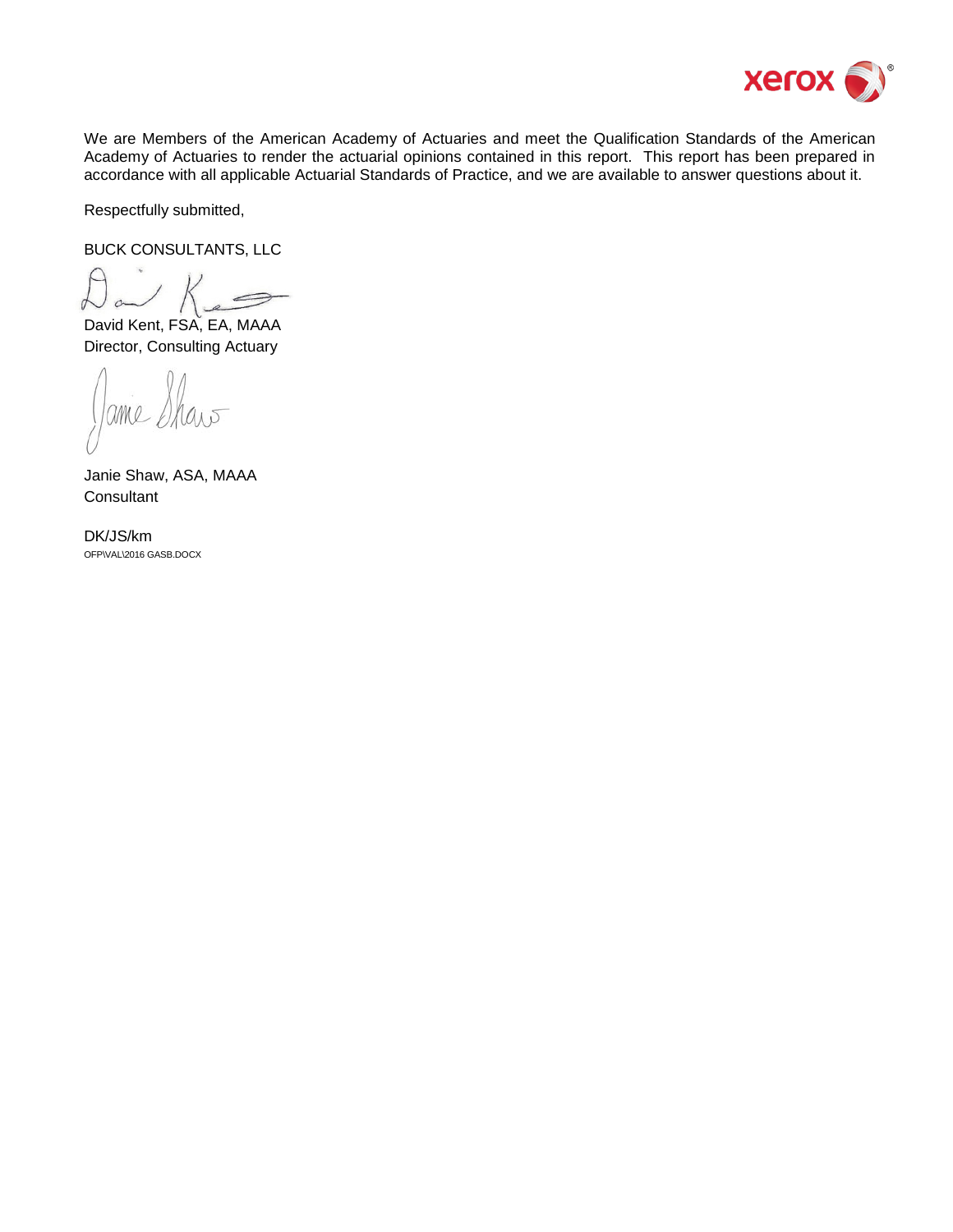We are Members of the American Academy of Actuaries and meet the Qualification Standards of the American Academy of Actuaries to render the actuarial opinions contained in this report. This report has been prepared in accordance with all applicable Actuarial Standards of Practice, and we are available to answer questions about it.

Respectfully submitted,

BUCK CONSULTANTS, LLC

David Kent, FSA, EA, MAAA
Director, Consulting Actuary

Janie Shaw, ASA, MAAA
Consultant

DK/JS/km
OFP\VAL\2016 GASB.DOCX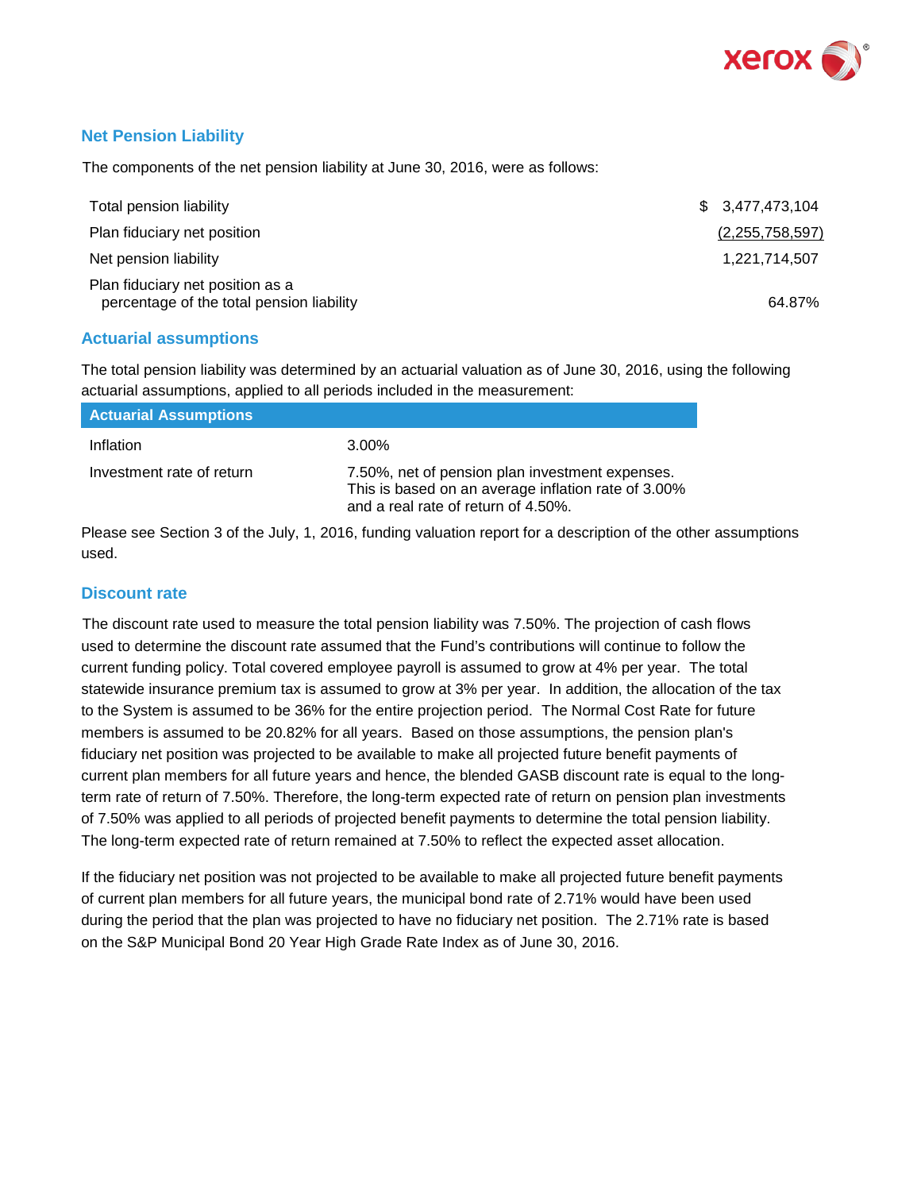## Net Pension Liability

The components of the net pension liability at June 30, 2016, were as follows:

| | |
|---|---|
| Total pension liability | $ 3,477,473,104 |
| Plan fiduciary net position | (2,255,758,597) |
| Net pension liability | 1,221,714,507 |
| Plan fiduciary net position as a percentage of the total pension liability | 64.87% |

## Actuarial assumptions

The total pension liability was determined by an actuarial valuation as of June 30, 2016, using the following actuarial assumptions, applied to all periods included in the measurement:

| Actuarial Assumptions | |
|---|---|
| Inflation | 3.00% |
| Investment rate of return | 7.50%, net of pension plan investment expenses. This is based on an average inflation rate of 3.00% and a real rate of return of 4.50%. |

Please see Section 3 of the July, 1, 2016, funding valuation report for a description of the other assumptions used.

## Discount rate

The discount rate used to measure the total pension liability was 7.50%. The projection of cash flows used to determine the discount rate assumed that the Fund's contributions will continue to follow the current funding policy. Total covered employee payroll is assumed to grow at 4% per year. The total statewide insurance premium tax is assumed to grow at 3% per year. In addition, the allocation of the tax to the System is assumed to be 36% for the entire projection period. The Normal Cost Rate for future members is assumed to be 20.82% for all years. Based on those assumptions, the pension plan's fiduciary net position was projected to be available to make all projected future benefit payments of current plan members for all future years and hence, the blended GASB discount rate is equal to the long-term rate of return of 7.50%. Therefore, the long-term expected rate of return on pension plan investments of 7.50% was applied to all periods of projected benefit payments to determine the total pension liability. The long-term expected rate of return remained at 7.50% to reflect the expected asset allocation.

If the fiduciary net position was not projected to be available to make all projected future benefit payments of current plan members for all future years, the municipal bond rate of 2.71% would have been used during the period that the plan was projected to have no fiduciary net position. The 2.71% rate is based on the S&P Municipal Bond 20 Year High Grade Rate Index as of June 30, 2016.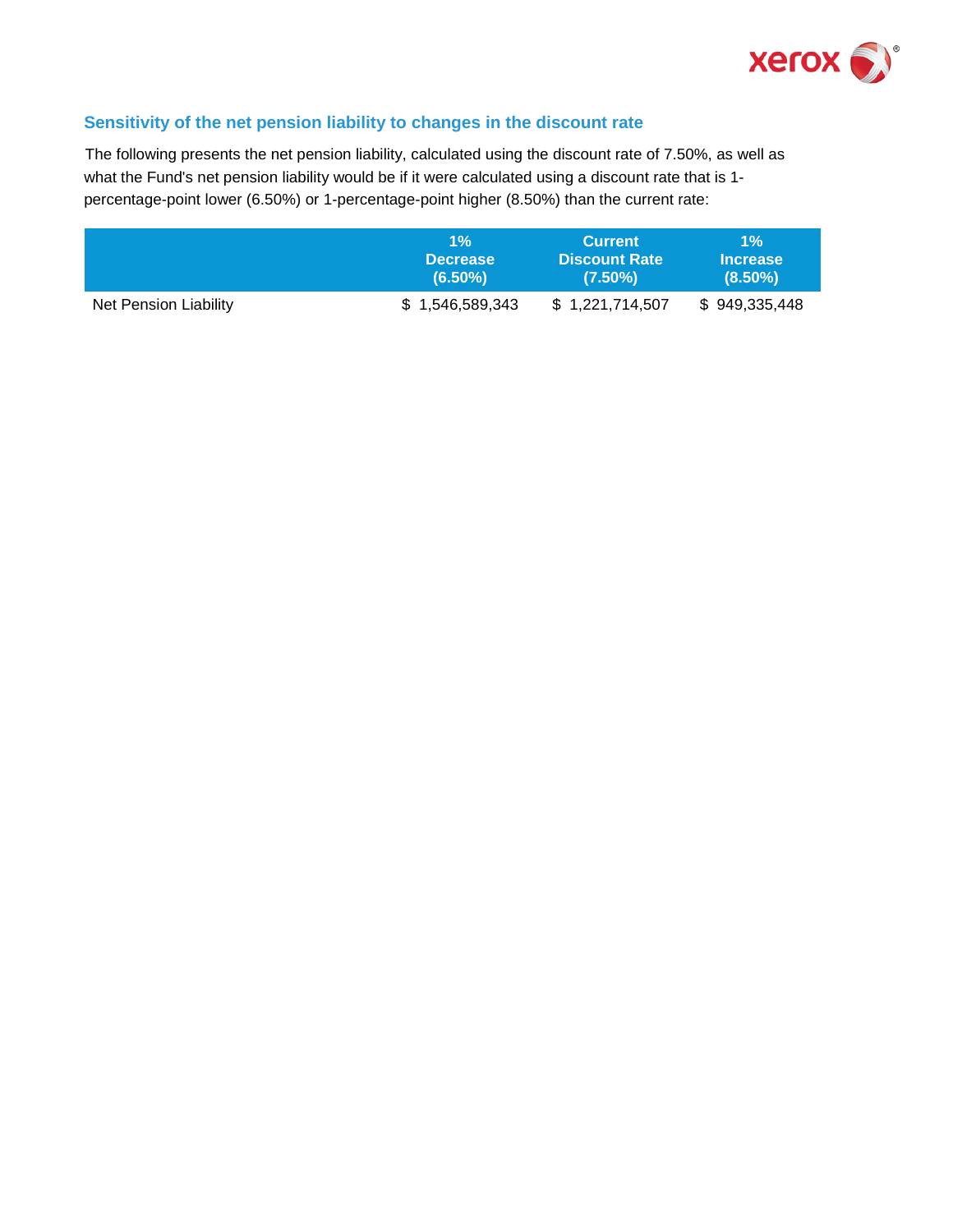## Sensitivity of the net pension liability to changes in the discount rate

The following presents the net pension liability, calculated using the discount rate of 7.50%, as well as what the Fund's net pension liability would be if it were calculated using a discount rate that is 1-percentage-point lower (6.50%) or 1-percentage-point higher (8.50%) than the current rate:

| | 1% Decrease (6.50%) | Current Discount Rate (7.50%) | 1% Increase (8.50%) |
|---|---|---|---|
| Net Pension Liability | $ 1,546,589,343 | $ 1,221,714,507 | $ 949,335,448 |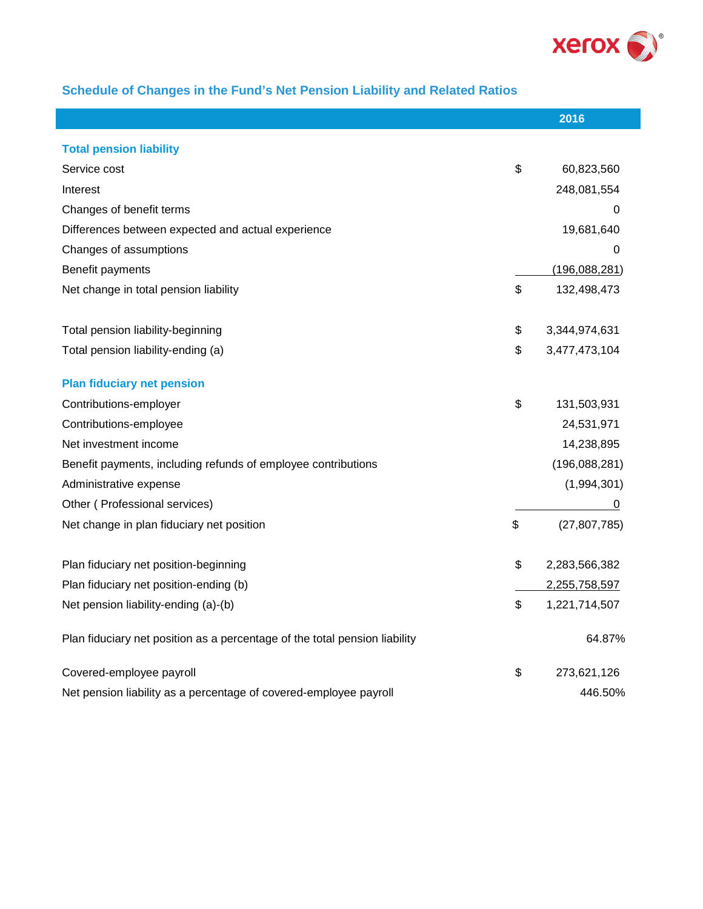## Schedule of Changes in the Fund's Net Pension Liability and Related Ratios

| | 2016 |
|---|---|
| **Total pension liability** | |
| Service cost | $ 60,823,560 |
| Interest | 248,081,554 |
| Changes of benefit terms | 0 |
| Differences between expected and actual experience | 19,681,640 |
| Changes of assumptions | 0 |
| Benefit payments | (196,088,281) |
| Net change in total pension liability | $ 132,498,473 |
| | |
| Total pension liability-beginning | $ 3,344,974,631 |
| Total pension liability-ending (a) | $ 3,477,473,104 |
| | |
| **Plan fiduciary net pension** | |
| Contributions-employer | $ 131,503,931 |
| Contributions-employee | 24,531,971 |
| Net investment income | 14,238,895 |
| Benefit payments, including refunds of employee contributions | (196,088,281) |
| Administrative expense | (1,994,301) |
| Other ( Professional services) | 0 |
| Net change in plan fiduciary net position | $ (27,807,785) |
| | |
| Plan fiduciary net position-beginning | $ 2,283,566,382 |
| Plan fiduciary net position-ending (b) | 2,255,758,597 |
| Net pension liability-ending (a)-(b) | $ 1,221,714,507 |
| | |
| Plan fiduciary net position as a percentage of the total pension liability | 64.87% |
| | |
| Covered-employee payroll | $ 273,621,126 |
| Net pension liability as a percentage of covered-employee payroll | 446.50% |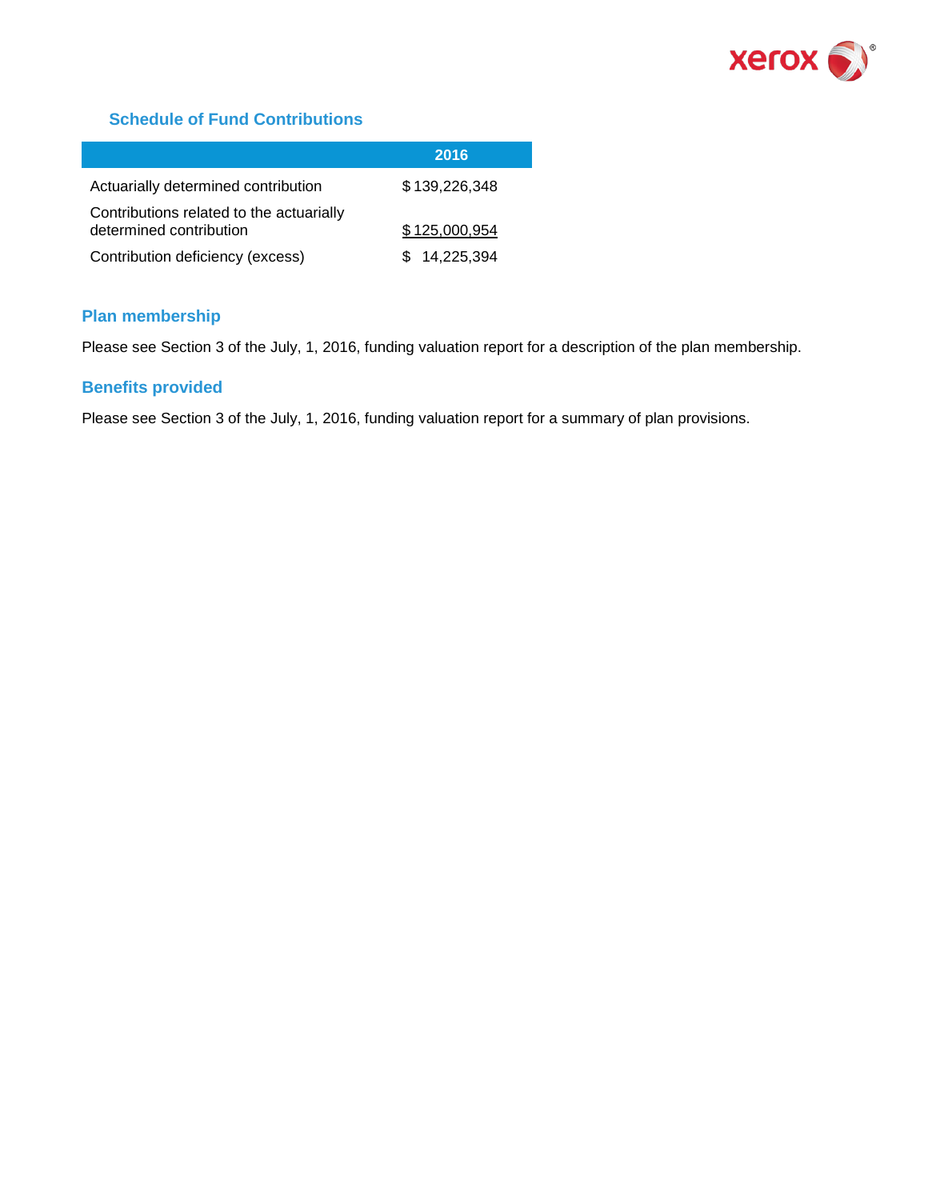### Schedule of Fund Contributions

| | 2016 |
|---|---|
| Actuarially determined contribution | $ 139,226,348 |
| Contributions related to the actuarially determined contribution | $ 125,000,954 |
| Contribution deficiency (excess) | $ 14,225,394 |

### Plan membership

Please see Section 3 of the July, 1, 2016, funding valuation report for a description of the plan membership.

### Benefits provided

Please see Section 3 of the July, 1, 2016, funding valuation report for a summary of plan provisions.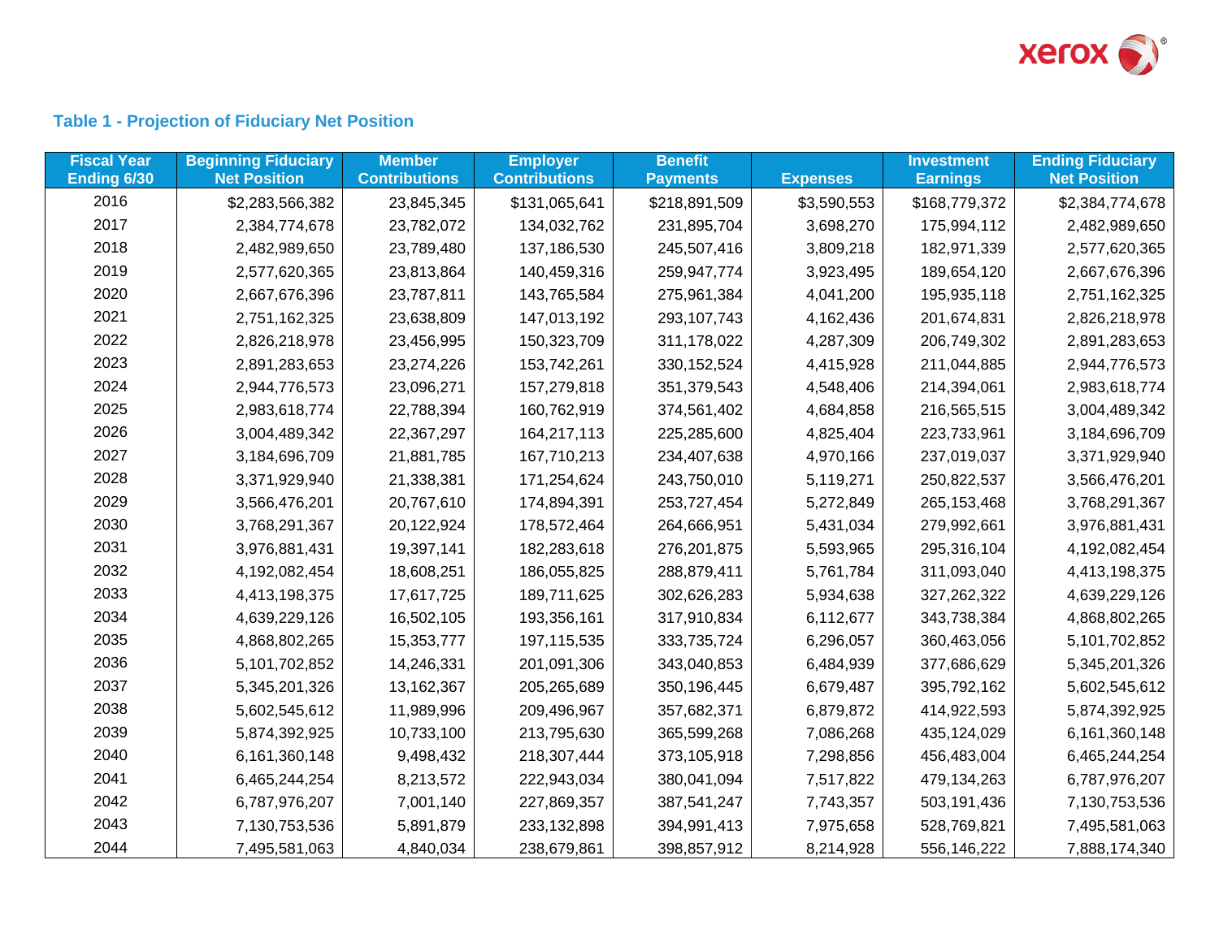## Table 1 - Projection of Fiduciary Net Position

| Fiscal Year Ending 6/30 | Beginning Fiduciary Net Position | Member Contributions | Employer Contributions | Benefit Payments | Expenses | Investment Earnings | Ending Fiduciary Net Position |
|---|---|---|---|---|---|---|---|
| 2016 | $2,283,566,382 | 23,845,345 | $131,065,641 | $218,891,509 | $3,590,553 | $168,779,372 | $2,384,774,678 |
| 2017 | 2,384,774,678 | 23,782,072 | 134,032,762 | 231,895,704 | 3,698,270 | 175,994,112 | 2,482,989,650 |
| 2018 | 2,482,989,650 | 23,789,480 | 137,186,530 | 245,507,416 | 3,809,218 | 182,971,339 | 2,577,620,365 |
| 2019 | 2,577,620,365 | 23,813,864 | 140,459,316 | 259,947,774 | 3,923,495 | 189,654,120 | 2,667,676,396 |
| 2020 | 2,667,676,396 | 23,787,811 | 143,765,584 | 275,961,384 | 4,041,200 | 195,935,118 | 2,751,162,325 |
| 2021 | 2,751,162,325 | 23,638,809 | 147,013,192 | 293,107,743 | 4,162,436 | 201,674,831 | 2,826,218,978 |
| 2022 | 2,826,218,978 | 23,456,995 | 150,323,709 | 311,178,022 | 4,287,309 | 206,749,302 | 2,891,283,653 |
| 2023 | 2,891,283,653 | 23,274,226 | 153,742,261 | 330,152,524 | 4,415,928 | 211,044,885 | 2,944,776,573 |
| 2024 | 2,944,776,573 | 23,096,271 | 157,279,818 | 351,379,543 | 4,548,406 | 214,394,061 | 2,983,618,774 |
| 2025 | 2,983,618,774 | 22,788,394 | 160,762,919 | 374,561,402 | 4,684,858 | 216,565,515 | 3,004,489,342 |
| 2026 | 3,004,489,342 | 22,367,297 | 164,217,113 | 225,285,600 | 4,825,404 | 223,733,961 | 3,184,696,709 |
| 2027 | 3,184,696,709 | 21,881,785 | 167,710,213 | 234,407,638 | 4,970,166 | 237,019,037 | 3,371,929,940 |
| 2028 | 3,371,929,940 | 21,338,381 | 171,254,624 | 243,750,010 | 5,119,271 | 250,822,537 | 3,566,476,201 |
| 2029 | 3,566,476,201 | 20,767,610 | 174,894,391 | 253,727,454 | 5,272,849 | 265,153,468 | 3,768,291,367 |
| 2030 | 3,768,291,367 | 20,122,924 | 178,572,464 | 264,666,951 | 5,431,034 | 279,992,661 | 3,976,881,431 |
| 2031 | 3,976,881,431 | 19,397,141 | 182,283,618 | 276,201,875 | 5,593,965 | 295,316,104 | 4,192,082,454 |
| 2032 | 4,192,082,454 | 18,608,251 | 186,055,825 | 288,879,411 | 5,761,784 | 311,093,040 | 4,413,198,375 |
| 2033 | 4,413,198,375 | 17,617,725 | 189,711,625 | 302,626,283 | 5,934,638 | 327,262,322 | 4,639,229,126 |
| 2034 | 4,639,229,126 | 16,502,105 | 193,356,161 | 317,910,834 | 6,112,677 | 343,738,384 | 4,868,802,265 |
| 2035 | 4,868,802,265 | 15,353,777 | 197,115,535 | 333,735,724 | 6,296,057 | 360,463,056 | 5,101,702,852 |
| 2036 | 5,101,702,852 | 14,246,331 | 201,091,306 | 343,040,853 | 6,484,939 | 377,686,629 | 5,345,201,326 |
| 2037 | 5,345,201,326 | 13,162,367 | 205,265,689 | 350,196,445 | 6,679,487 | 395,792,162 | 5,602,545,612 |
| 2038 | 5,602,545,612 | 11,989,996 | 209,496,967 | 357,682,371 | 6,879,872 | 414,922,593 | 5,874,392,925 |
| 2039 | 5,874,392,925 | 10,733,100 | 213,795,630 | 365,599,268 | 7,086,268 | 435,124,029 | 6,161,360,148 |
| 2040 | 6,161,360,148 | 9,498,432 | 218,307,444 | 373,105,918 | 7,298,856 | 456,483,004 | 6,465,244,254 |
| 2041 | 6,465,244,254 | 8,213,572 | 222,943,034 | 380,041,094 | 7,517,822 | 479,134,263 | 6,787,976,207 |
| 2042 | 6,787,976,207 | 7,001,140 | 227,869,357 | 387,541,247 | 7,743,357 | 503,191,436 | 7,130,753,536 |
| 2043 | 7,130,753,536 | 5,891,879 | 233,132,898 | 394,991,413 | 7,975,658 | 528,769,821 | 7,495,581,063 |
| 2044 | 7,495,581,063 | 4,840,034 | 238,679,861 | 398,857,912 | 8,214,928 | 556,146,222 | 7,888,174,340 |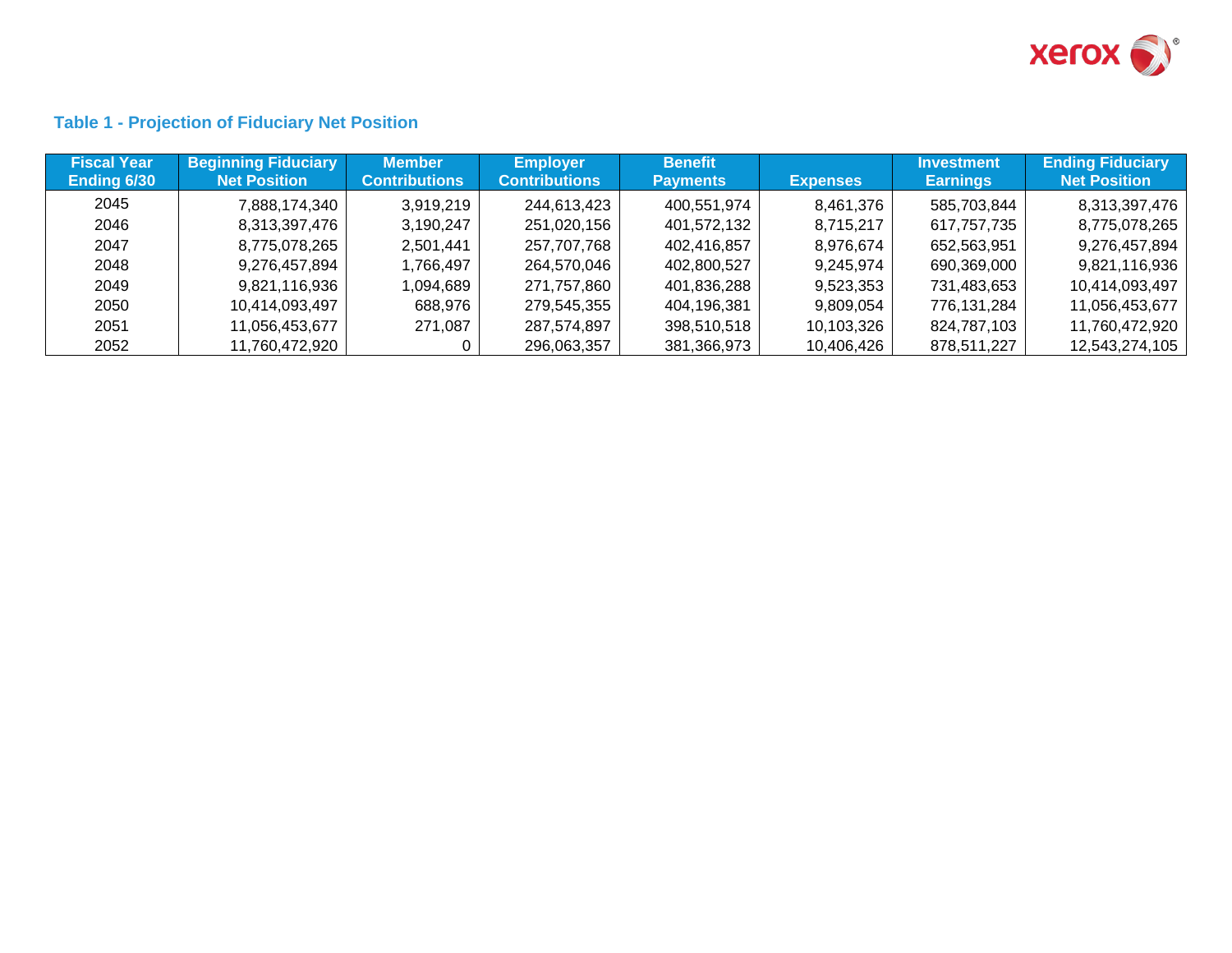### Table 1 - Projection of Fiduciary Net Position

| Fiscal Year Ending 6/30 | Beginning Fiduciary Net Position | Member Contributions | Employer Contributions | Benefit Payments | Expenses | Investment Earnings | Ending Fiduciary Net Position |
|---|---|---|---|---|---|---|---|
| 2045 | 7,888,174,340 | 3,919,219 | 244,613,423 | 400,551,974 | 8,461,376 | 585,703,844 | 8,313,397,476 |
| 2046 | 8,313,397,476 | 3,190,247 | 251,020,156 | 401,572,132 | 8,715,217 | 617,757,735 | 8,775,078,265 |
| 2047 | 8,775,078,265 | 2,501,441 | 257,707,768 | 402,416,857 | 8,976,674 | 652,563,951 | 9,276,457,894 |
| 2048 | 9,276,457,894 | 1,766,497 | 264,570,046 | 402,800,527 | 9,245,974 | 690,369,000 | 9,821,116,936 |
| 2049 | 9,821,116,936 | 1,094,689 | 271,757,860 | 401,836,288 | 9,523,353 | 731,483,653 | 10,414,093,497 |
| 2050 | 10,414,093,497 | 688,976 | 279,545,355 | 404,196,381 | 9,809,054 | 776,131,284 | 11,056,453,677 |
| 2051 | 11,056,453,677 | 271,087 | 287,574,897 | 398,510,518 | 10,103,326 | 824,787,103 | 11,760,472,920 |
| 2052 | 11,760,472,920 | 0 | 296,063,357 | 381,366,973 | 10,406,426 | 878,511,227 | 12,543,274,105 |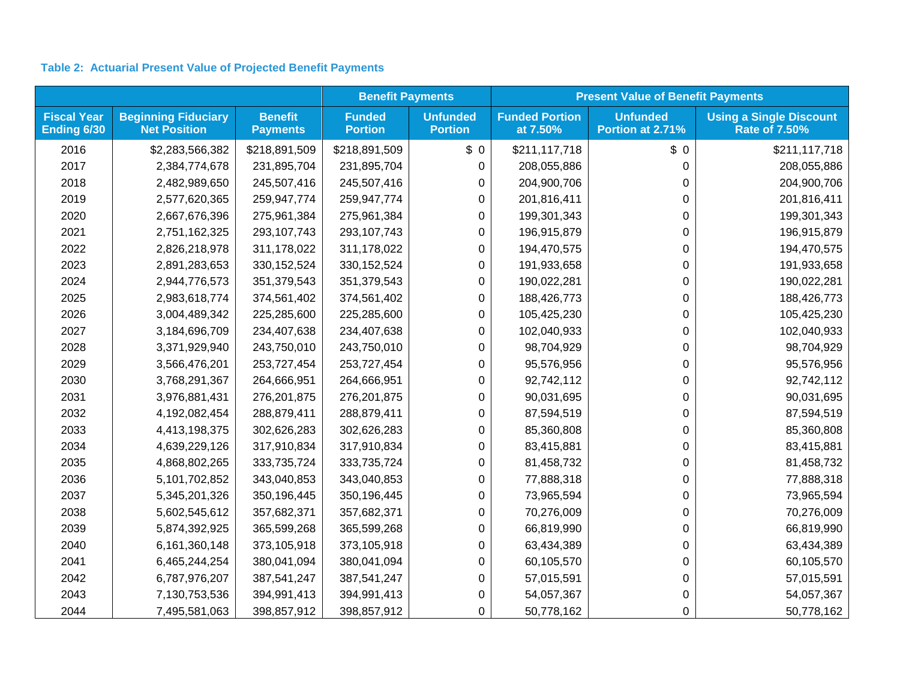**Table 2: Actuarial Present Value of Projected Benefit Payments**

| | | | Benefit Payments | | Present Value of Benefit Payments | | |
|---|---|---|---|---|---|---|---|
| Fiscal Year Ending 6/30 | Beginning Fiduciary Net Position | Benefit Payments | Funded Portion | Unfunded Portion | Funded Portion at 7.50% | Unfunded Portion at 2.71% | Using a Single Discount Rate of 7.50% |
| 2016 | $2,283,566,382 | $218,891,509 | $218,891,509 | $ 0 | $211,117,718 | $ 0 | $211,117,718 |
| 2017 | 2,384,774,678 | 231,895,704 | 231,895,704 | 0 | 208,055,886 | 0 | 208,055,886 |
| 2018 | 2,482,989,650 | 245,507,416 | 245,507,416 | 0 | 204,900,706 | 0 | 204,900,706 |
| 2019 | 2,577,620,365 | 259,947,774 | 259,947,774 | 0 | 201,816,411 | 0 | 201,816,411 |
| 2020 | 2,667,676,396 | 275,961,384 | 275,961,384 | 0 | 199,301,343 | 0 | 199,301,343 |
| 2021 | 2,751,162,325 | 293,107,743 | 293,107,743 | 0 | 196,915,879 | 0 | 196,915,879 |
| 2022 | 2,826,218,978 | 311,178,022 | 311,178,022 | 0 | 194,470,575 | 0 | 194,470,575 |
| 2023 | 2,891,283,653 | 330,152,524 | 330,152,524 | 0 | 191,933,658 | 0 | 191,933,658 |
| 2024 | 2,944,776,573 | 351,379,543 | 351,379,543 | 0 | 190,022,281 | 0 | 190,022,281 |
| 2025 | 2,983,618,774 | 374,561,402 | 374,561,402 | 0 | 188,426,773 | 0 | 188,426,773 |
| 2026 | 3,004,489,342 | 225,285,600 | 225,285,600 | 0 | 105,425,230 | 0 | 105,425,230 |
| 2027 | 3,184,696,709 | 234,407,638 | 234,407,638 | 0 | 102,040,933 | 0 | 102,040,933 |
| 2028 | 3,371,929,940 | 243,750,010 | 243,750,010 | 0 | 98,704,929 | 0 | 98,704,929 |
| 2029 | 3,566,476,201 | 253,727,454 | 253,727,454 | 0 | 95,576,956 | 0 | 95,576,956 |
| 2030 | 3,768,291,367 | 264,666,951 | 264,666,951 | 0 | 92,742,112 | 0 | 92,742,112 |
| 2031 | 3,976,881,431 | 276,201,875 | 276,201,875 | 0 | 90,031,695 | 0 | 90,031,695 |
| 2032 | 4,192,082,454 | 288,879,411 | 288,879,411 | 0 | 87,594,519 | 0 | 87,594,519 |
| 2033 | 4,413,198,375 | 302,626,283 | 302,626,283 | 0 | 85,360,808 | 0 | 85,360,808 |
| 2034 | 4,639,229,126 | 317,910,834 | 317,910,834 | 0 | 83,415,881 | 0 | 83,415,881 |
| 2035 | 4,868,802,265 | 333,735,724 | 333,735,724 | 0 | 81,458,732 | 0 | 81,458,732 |
| 2036 | 5,101,702,852 | 343,040,853 | 343,040,853 | 0 | 77,888,318 | 0 | 77,888,318 |
| 2037 | 5,345,201,326 | 350,196,445 | 350,196,445 | 0 | 73,965,594 | 0 | 73,965,594 |
| 2038 | 5,602,545,612 | 357,682,371 | 357,682,371 | 0 | 70,276,009 | 0 | 70,276,009 |
| 2039 | 5,874,392,925 | 365,599,268 | 365,599,268 | 0 | 66,819,990 | 0 | 66,819,990 |
| 2040 | 6,161,360,148 | 373,105,918 | 373,105,918 | 0 | 63,434,389 | 0 | 63,434,389 |
| 2041 | 6,465,244,254 | 380,041,094 | 380,041,094 | 0 | 60,105,570 | 0 | 60,105,570 |
| 2042 | 6,787,976,207 | 387,541,247 | 387,541,247 | 0 | 57,015,591 | 0 | 57,015,591 |
| 2043 | 7,130,753,536 | 394,991,413 | 394,991,413 | 0 | 54,057,367 | 0 | 54,057,367 |
| 2044 | 7,495,581,063 | 398,857,912 | 398,857,912 | 0 | 50,778,162 | 0 | 50,778,162 |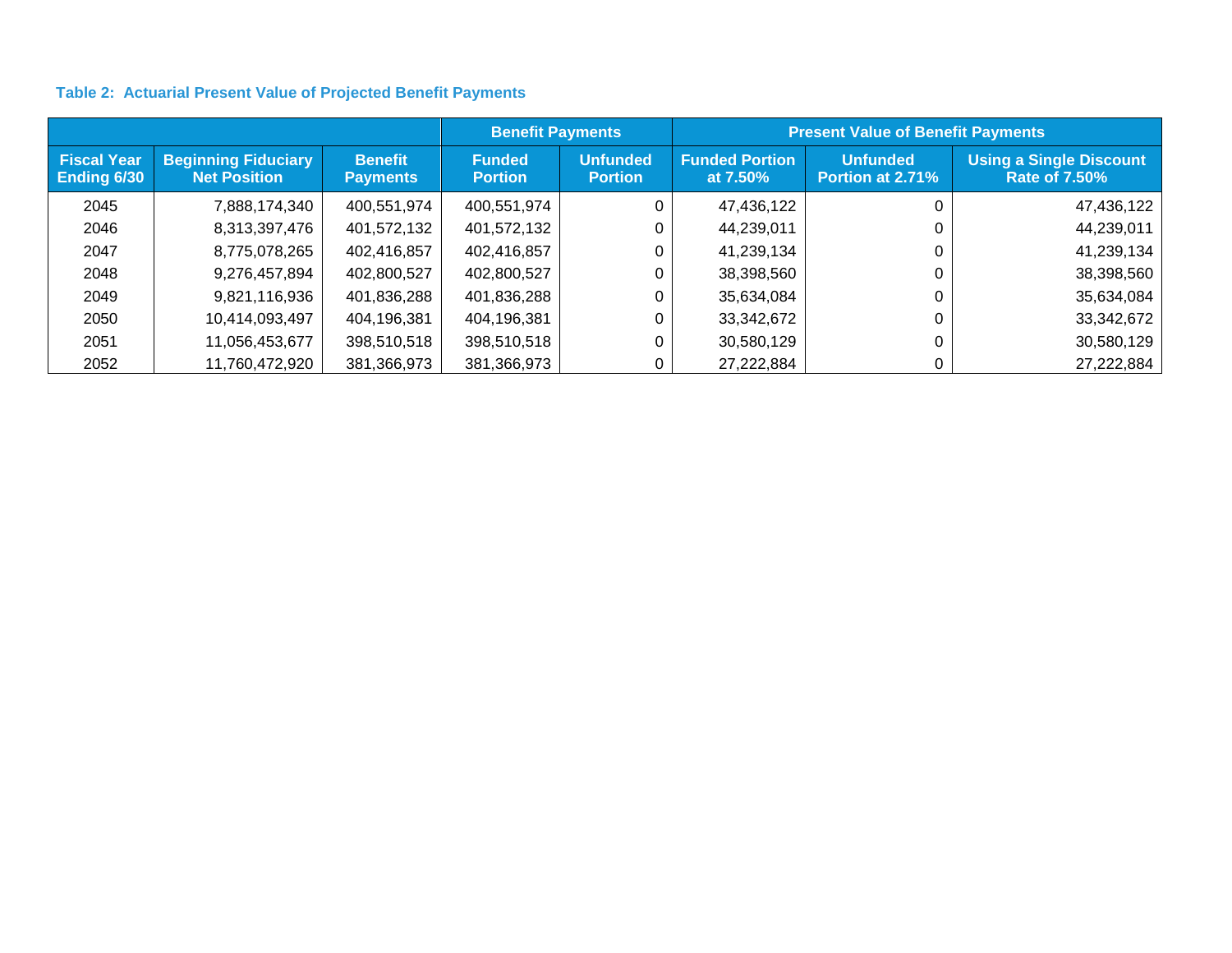**Table 2: Actuarial Present Value of Projected Benefit Payments**

| | | | Benefit Payments | | Present Value of Benefit Payments | | |
|---|---|---|---|---|---|---|---|
| Fiscal Year Ending 6/30 | Beginning Fiduciary Net Position | Benefit Payments | Funded Portion | Unfunded Portion | Funded Portion at 7.50% | Unfunded Portion at 2.71% | Using a Single Discount Rate of 7.50% |
| 2045 | 7,888,174,340 | 400,551,974 | 400,551,974 | 0 | 47,436,122 | 0 | 47,436,122 |
| 2046 | 8,313,397,476 | 401,572,132 | 401,572,132 | 0 | 44,239,011 | 0 | 44,239,011 |
| 2047 | 8,775,078,265 | 402,416,857 | 402,416,857 | 0 | 41,239,134 | 0 | 41,239,134 |
| 2048 | 9,276,457,894 | 402,800,527 | 402,800,527 | 0 | 38,398,560 | 0 | 38,398,560 |
| 2049 | 9,821,116,936 | 401,836,288 | 401,836,288 | 0 | 35,634,084 | 0 | 35,634,084 |
| 2050 | 10,414,093,497 | 404,196,381 | 404,196,381 | 0 | 33,342,672 | 0 | 33,342,672 |
| 2051 | 11,056,453,677 | 398,510,518 | 398,510,518 | 0 | 30,580,129 | 0 | 30,580,129 |
| 2052 | 11,760,472,920 | 381,366,973 | 381,366,973 | 0 | 27,222,884 | 0 | 27,222,884 |